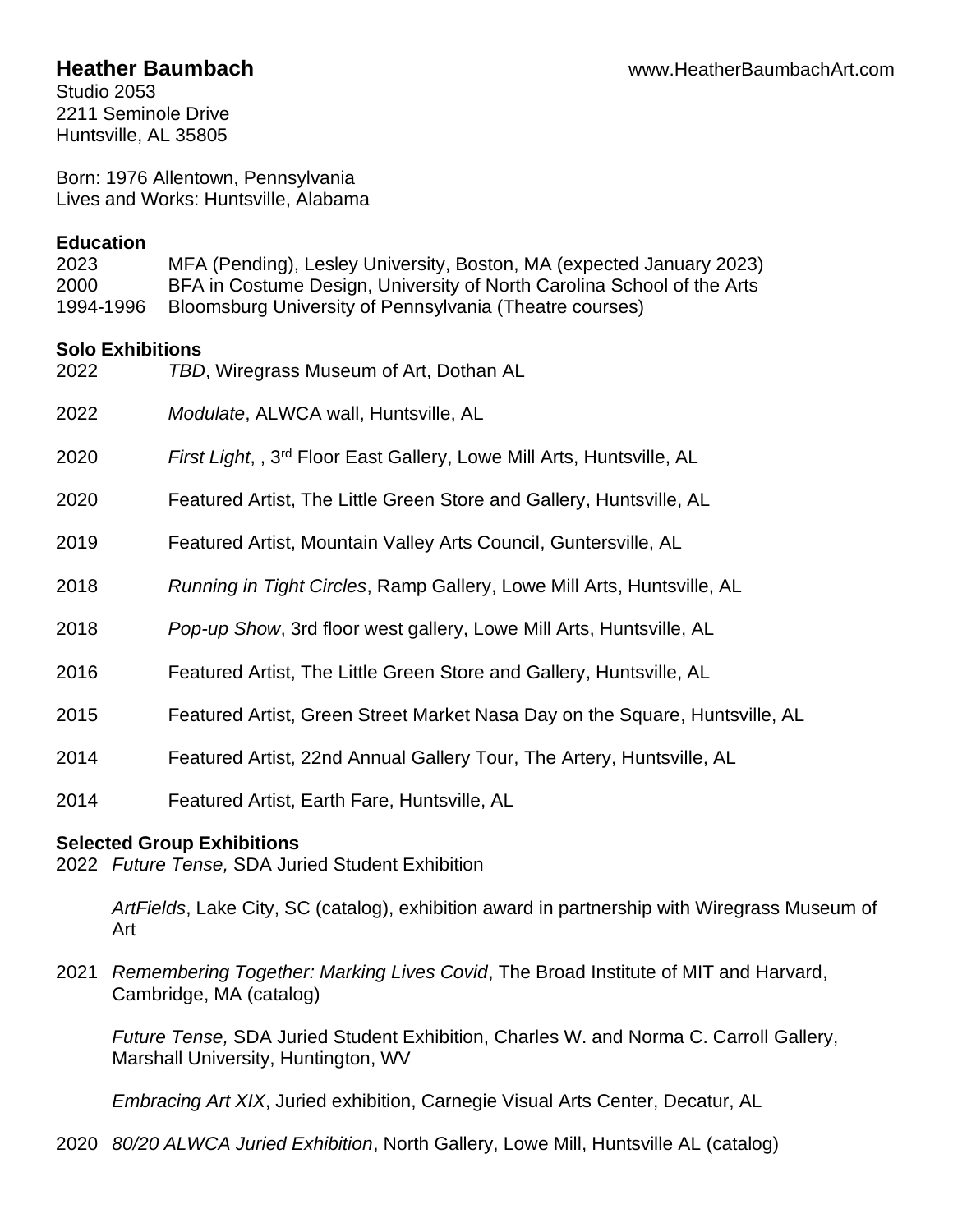# Heather Baumbach

www.HeatherBaumbachArt.com

Studio 2053
2211 Seminole Drive
Huntsville, AL 35805

Born: 1976 Allentown, Pennsylvania
Lives and Works: Huntsville, Alabama

## Education

2023 MFA (Pending), Lesley University, Boston, MA (expected January 2023)
2000 BFA in Costume Design, University of North Carolina School of the Arts
1994-1996 Bloomsburg University of Pennsylvania (Theatre courses)

## Solo Exhibitions

2022 *TBD*, Wiregrass Museum of Art, Dothan AL

2022 *Modulate*, ALWCA wall, Huntsville, AL

2020 *First Light*, , 3rd Floor East Gallery, Lowe Mill Arts, Huntsville, AL

2020 Featured Artist, The Little Green Store and Gallery, Huntsville, AL

2019 Featured Artist, Mountain Valley Arts Council, Guntersville, AL

2018 *Running in Tight Circles*, Ramp Gallery, Lowe Mill Arts, Huntsville, AL

2018 *Pop-up Show*, 3rd floor west gallery, Lowe Mill Arts, Huntsville, AL

2016 Featured Artist, The Little Green Store and Gallery, Huntsville, AL

2015 Featured Artist, Green Street Market Nasa Day on the Square, Huntsville, AL

2014 Featured Artist, 22nd Annual Gallery Tour, The Artery, Huntsville, AL

2014 Featured Artist, Earth Fare, Huntsville, AL

## Selected Group Exhibitions

2022 *Future Tense,* SDA Juried Student Exhibition

*ArtFields*, Lake City, SC (catalog), exhibition award in partnership with Wiregrass Museum of Art

2021 *Remembering Together: Marking Lives Covid*, The Broad Institute of MIT and Harvard, Cambridge, MA (catalog)

*Future Tense,* SDA Juried Student Exhibition, Charles W. and Norma C. Carroll Gallery, Marshall University, Huntington, WV

*Embracing Art XIX*, Juried exhibition, Carnegie Visual Arts Center, Decatur, AL

2020 *80/20 ALWCA Juried Exhibition*, North Gallery, Lowe Mill, Huntsville AL (catalog)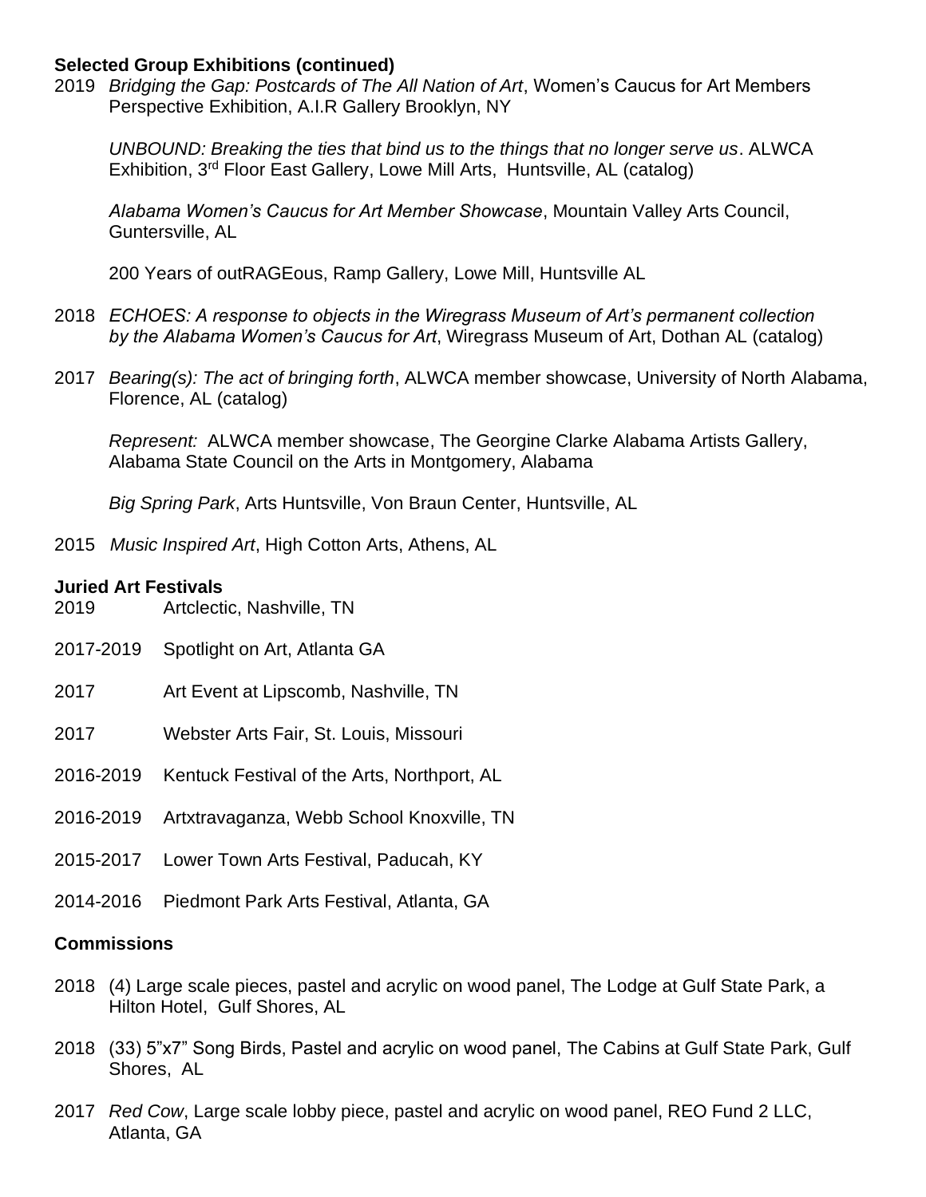**Selected Group Exhibitions (continued)**

2019 *Bridging the Gap: Postcards of The All Nation of Art*, Women's Caucus for Art Members Perspective Exhibition, A.I.R Gallery Brooklyn, NY

*UNBOUND: Breaking the ties that bind us to the things that no longer serve us*. ALWCA Exhibition, 3rd Floor East Gallery, Lowe Mill Arts, Huntsville, AL (catalog)

*Alabama Women's Caucus for Art Member Showcase*, Mountain Valley Arts Council, Guntersville, AL

200 Years of outRAGEous, Ramp Gallery, Lowe Mill, Huntsville AL

2018 *ECHOES: A response to objects in the Wiregrass Museum of Art's permanent collection by the Alabama Women's Caucus for Art*, Wiregrass Museum of Art, Dothan AL (catalog)

2017 *Bearing(s): The act of bringing forth*, ALWCA member showcase, University of North Alabama, Florence, AL (catalog)

*Represent:* ALWCA member showcase, The Georgine Clarke Alabama Artists Gallery, Alabama State Council on the Arts in Montgomery, Alabama

*Big Spring Park*, Arts Huntsville, Von Braun Center, Huntsville, AL

2015 *Music Inspired Art*, High Cotton Arts, Athens, AL

**Juried Art Festivals**

2019 Artclectic, Nashville, TN

2017-2019 Spotlight on Art, Atlanta GA

2017 Art Event at Lipscomb, Nashville, TN

2017 Webster Arts Fair, St. Louis, Missouri

2016-2019 Kentuck Festival of the Arts, Northport, AL

2016-2019 Artxtravaganza, Webb School Knoxville, TN

2015-2017 Lower Town Arts Festival, Paducah, KY

2014-2016 Piedmont Park Arts Festival, Atlanta, GA

**Commissions**

2018 (4) Large scale pieces, pastel and acrylic on wood panel, The Lodge at Gulf State Park, a Hilton Hotel, Gulf Shores, AL

2018 (33) 5"x7" Song Birds, Pastel and acrylic on wood panel, The Cabins at Gulf State Park, Gulf Shores, AL

2017 *Red Cow*, Large scale lobby piece, pastel and acrylic on wood panel, REO Fund 2 LLC, Atlanta, GA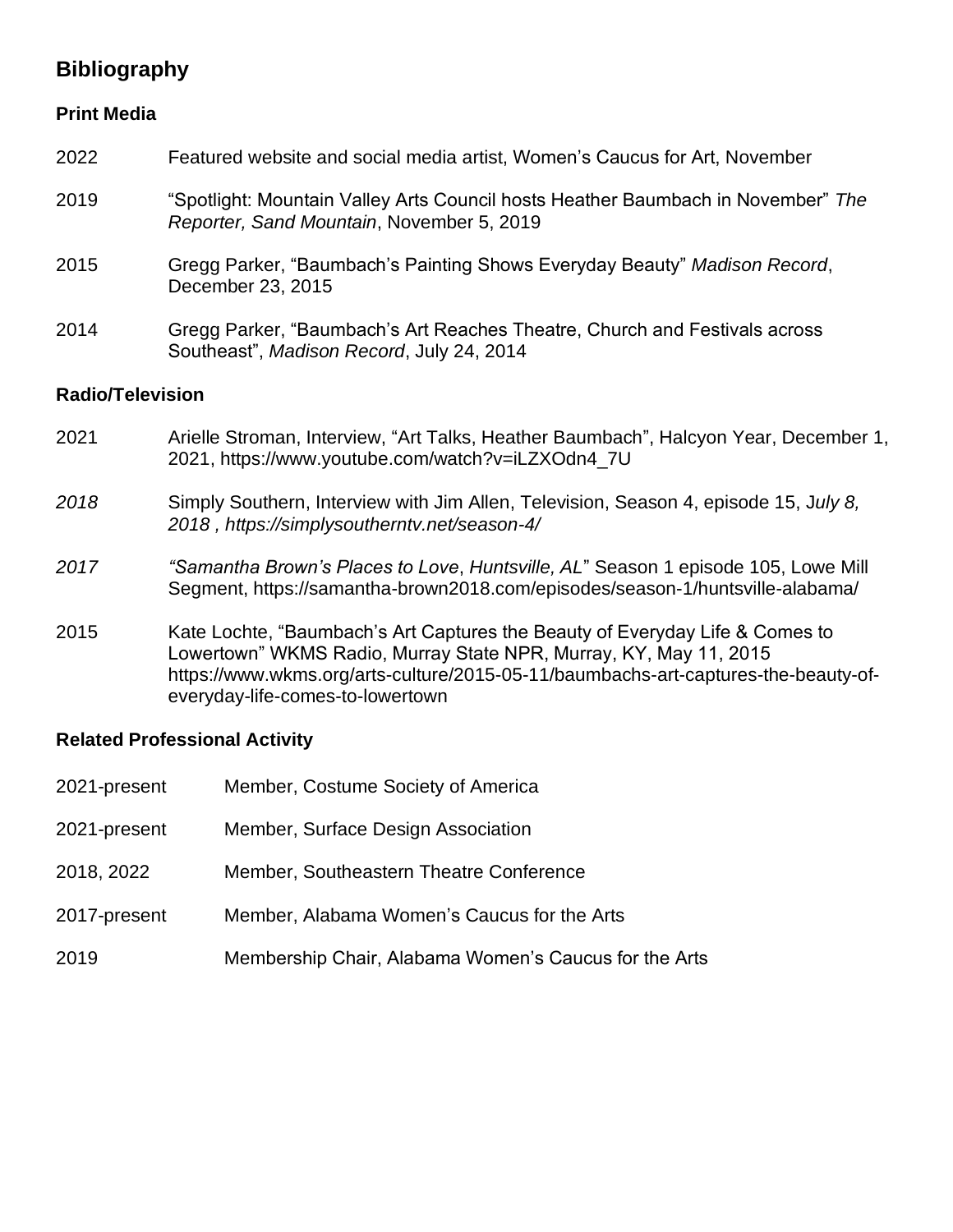## Bibliography

### Print Media

2022 Featured website and social media artist, Women's Caucus for Art, November

2019 "Spotlight: Mountain Valley Arts Council hosts Heather Baumbach in November" *The Reporter, Sand Mountain*, November 5, 2019

2015 Gregg Parker, "Baumbach's Painting Shows Everyday Beauty" *Madison Record*, December 23, 2015

2014 Gregg Parker, "Baumbach's Art Reaches Theatre, Church and Festivals across Southeast", *Madison Record*, July 24, 2014

### Radio/Television

2021 Arielle Stroman, Interview, "Art Talks, Heather Baumbach", Halcyon Year, December 1, 2021, https://www.youtube.com/watch?v=iLZXOdn4_7U

*2018* Simply Southern, Interview with Jim Allen, Television, Season 4, episode 15, J*uly 8, 2018 , https://simplysoutherntv.net/season-4/*

*2017* *"Samantha Brown's Places to Love*, *Huntsville, AL*" Season 1 episode 105, Lowe Mill Segment, https://samantha-brown2018.com/episodes/season-1/huntsville-alabama/

2015 Kate Lochte, "Baumbach's Art Captures the Beauty of Everyday Life & Comes to Lowertown" WKMS Radio, Murray State NPR, Murray, KY, May 11, 2015 https://www.wkms.org/arts-culture/2015-05-11/baumbachs-art-captures-the-beauty-of-everyday-life-comes-to-lowertown

### Related Professional Activity

2021-present Member, Costume Society of America

2021-present Member, Surface Design Association

2018, 2022 Member, Southeastern Theatre Conference

2017-present Member, Alabama Women's Caucus for the Arts

2019 Membership Chair, Alabama Women's Caucus for the Arts